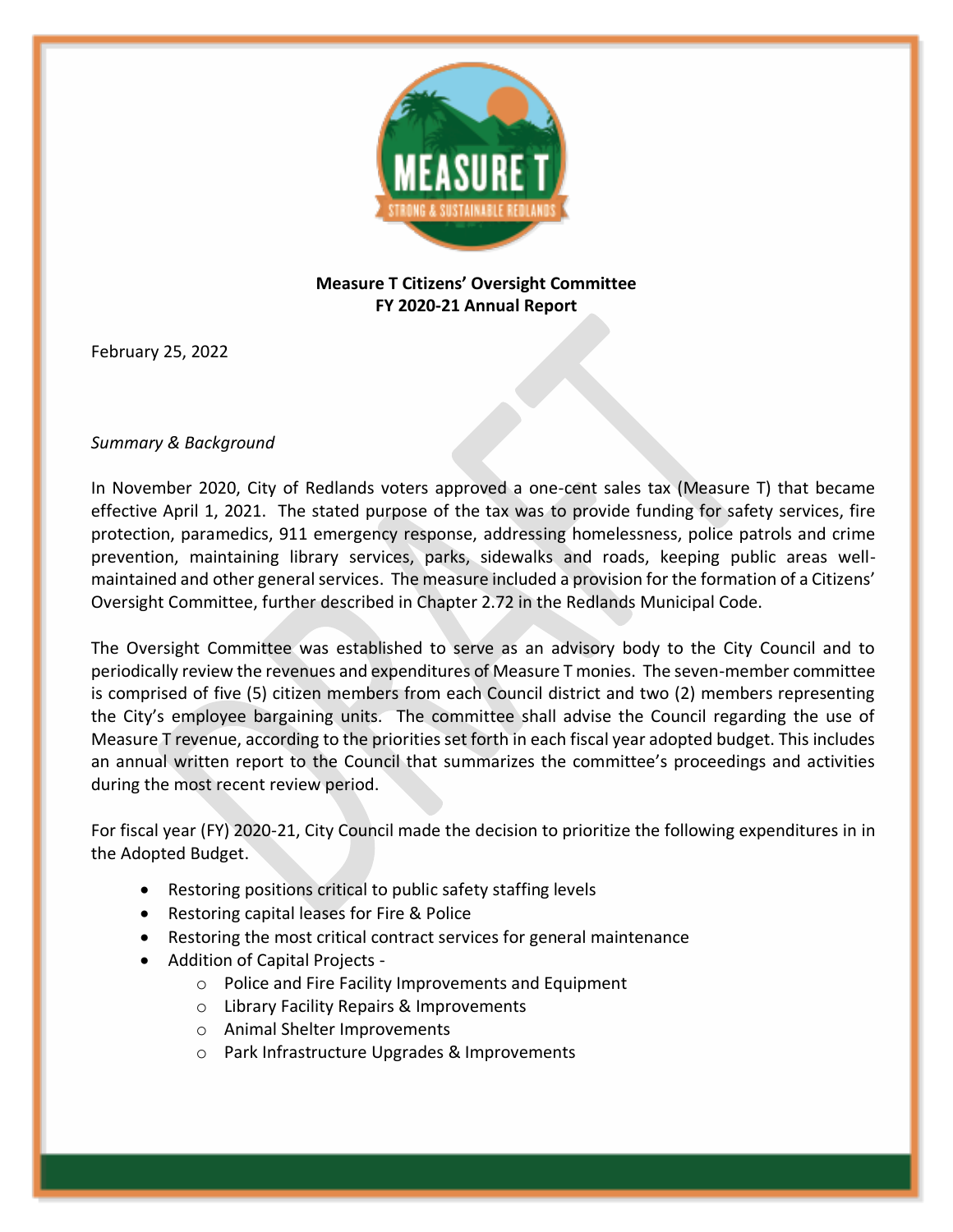**Measure T Citizens' Oversight Committee**
**FY 2020-21 Annual Report**

February 25, 2022

*Summary & Background*

In November 2020, City of Redlands voters approved a one-cent sales tax (Measure T) that became effective April 1, 2021. The stated purpose of the tax was to provide funding for safety services, fire protection, paramedics, 911 emergency response, addressing homelessness, police patrols and crime prevention, maintaining library services, parks, sidewalks and roads, keeping public areas well-maintained and other general services. The measure included a provision for the formation of a Citizens' Oversight Committee, further described in Chapter 2.72 in the Redlands Municipal Code.

The Oversight Committee was established to serve as an advisory body to the City Council and to periodically review the revenues and expenditures of Measure T monies. The seven-member committee is comprised of five (5) citizen members from each Council district and two (2) members representing the City's employee bargaining units. The committee shall advise the Council regarding the use of Measure T revenue, according to the priorities set forth in each fiscal year adopted budget. This includes an annual written report to the Council that summarizes the committee's proceedings and activities during the most recent review period.

For fiscal year (FY) 2020-21, City Council made the decision to prioritize the following expenditures in in the Adopted Budget.

- Restoring positions critical to public safety staffing levels
- Restoring capital leases for Fire & Police
- Restoring the most critical contract services for general maintenance
- Addition of Capital Projects -
  - Police and Fire Facility Improvements and Equipment
  - Library Facility Repairs & Improvements
  - Animal Shelter Improvements
  - Park Infrastructure Upgrades & Improvements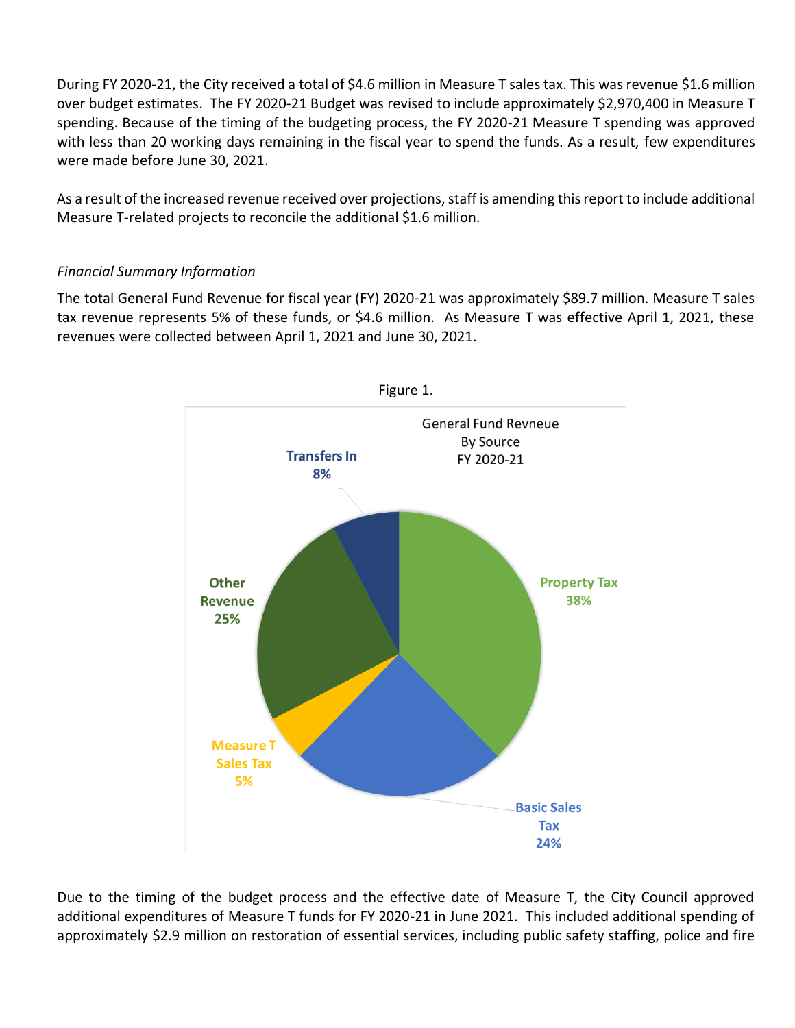During FY 2020-21, the City received a total of $4.6 million in Measure T sales tax. This was revenue $1.6 million over budget estimates. The FY 2020-21 Budget was revised to include approximately $2,970,400 in Measure T spending. Because of the timing of the budgeting process, the FY 2020-21 Measure T spending was approved with less than 20 working days remaining in the fiscal year to spend the funds. As a result, few expenditures were made before June 30, 2021.

As a result of the increased revenue received over projections, staff is amending this report to include additional Measure T-related projects to reconcile the additional $1.6 million.

*Financial Summary Information*

The total General Fund Revenue for fiscal year (FY) 2020-21 was approximately $89.7 million. Measure T sales tax revenue represents 5% of these funds, or $4.6 million. As Measure T was effective April 1, 2021, these revenues were collected between April 1, 2021 and June 30, 2021.

Figure 1.

General Fund Revneue
By Source
FY 2020-21

| Source | Share |
| --- | --- |
| Property Tax | 38% |
| Basic Sales Tax | 24% |
| Measure T Sales Tax | 5% |
| Other Revenue | 25% |
| Transfers In | 8% |

Due to the timing of the budget process and the effective date of Measure T, the City Council approved additional expenditures of Measure T funds for FY 2020-21 in June 2021. This included additional spending of approximately $2.9 million on restoration of essential services, including public safety staffing, police and fire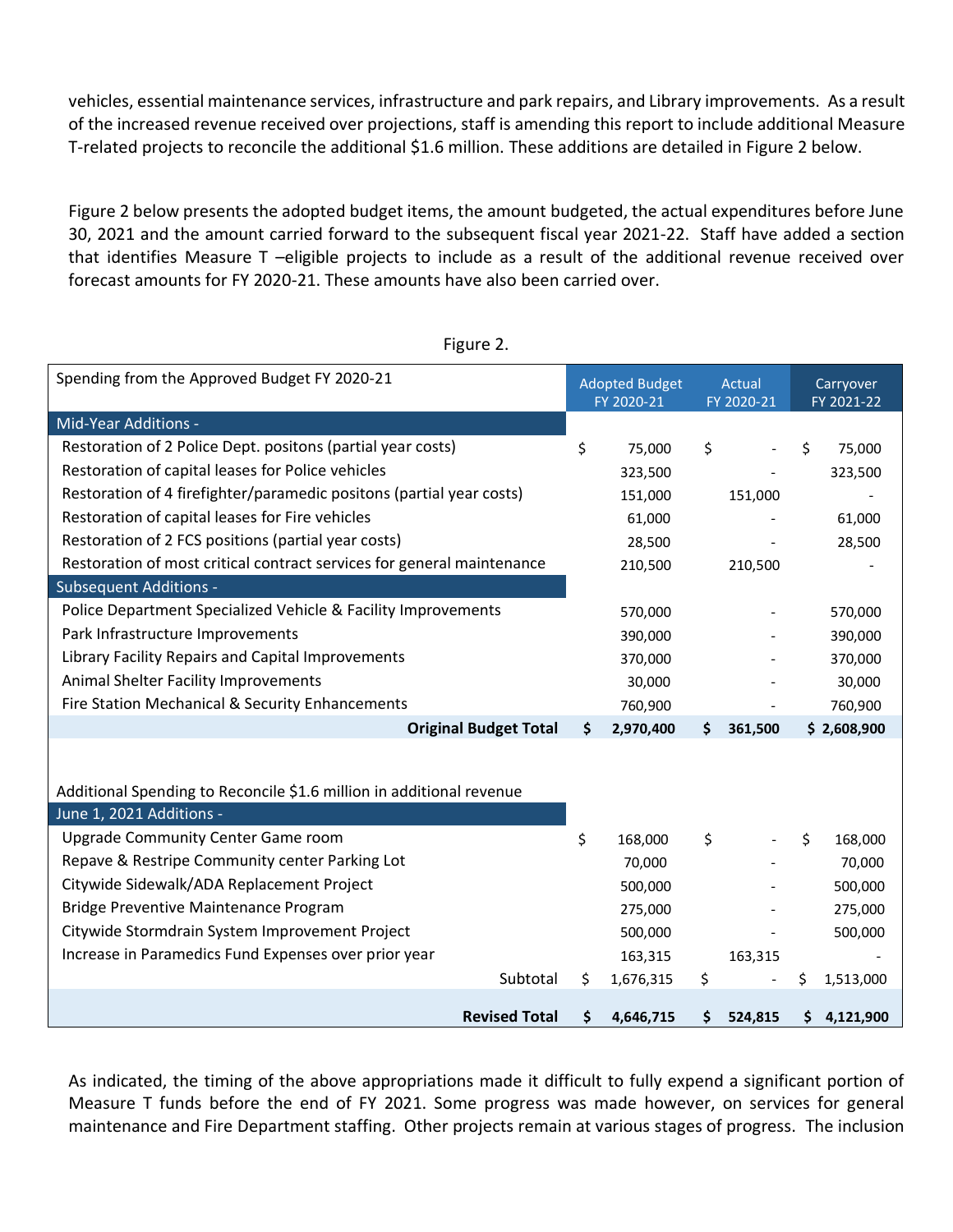vehicles, essential maintenance services, infrastructure and park repairs, and Library improvements. As a result of the increased revenue received over projections, staff is amending this report to include additional Measure T-related projects to reconcile the additional $1.6 million. These additions are detailed in Figure 2 below.

Figure 2 below presents the adopted budget items, the amount budgeted, the actual expenditures before June 30, 2021 and the amount carried forward to the subsequent fiscal year 2021-22. Staff have added a section that identifies Measure T –eligible projects to include as a result of the additional revenue received over forecast amounts for FY 2020-21. These amounts have also been carried over.

Figure 2.

| Spending from the Approved Budget FY 2020-21 | Adopted Budget FY 2020-21 | Actual FY 2020-21 | Carryover FY 2021-22 |
|---|---|---|---|
| **Mid-Year Additions -** | | | |
| Restoration of 2 Police Dept. positons (partial year costs) | $ 75,000 | $ - | $ 75,000 |
| Restoration of capital leases for Police vehicles | 323,500 | - | 323,500 |
| Restoration of 4 firefighter/paramedic positons (partial year costs) | 151,000 | 151,000 | - |
| Restoration of capital leases for Fire vehicles | 61,000 | - | 61,000 |
| Restoration of 2 FCS positions (partial year costs) | 28,500 | - | 28,500 |
| Restoration of most critical contract services for general maintenance | 210,500 | 210,500 | - |
| **Subsequent Additions -** | | | |
| Police Department Specialized Vehicle & Facility Improvements | 570,000 | - | 570,000 |
| Park Infrastructure Improvements | 390,000 | - | 390,000 |
| Library Facility Repairs and Capital Improvements | 370,000 | - | 370,000 |
| Animal Shelter Facility Improvements | 30,000 | - | 30,000 |
| Fire Station Mechanical & Security Enhancements | 760,900 | - | 760,900 |
| **Original Budget Total** | **$ 2,970,400** | **$ 361,500** | **$ 2,608,900** |
| | | | |
| Additional Spending to Reconcile $1.6 million in additional revenue | | | |
| **June 1, 2021 Additions -** | | | |
| Upgrade Community Center Game room | $ 168,000 | $ - | $ 168,000 |
| Repave & Restripe Community center Parking Lot | 70,000 | - | 70,000 |
| Citywide Sidewalk/ADA Replacement Project | 500,000 | - | 500,000 |
| Bridge Preventive Maintenance Program | 275,000 | - | 275,000 |
| Citywide Stormdrain System Improvement Project | 500,000 | - | 500,000 |
| Increase in Paramedics Fund Expenses over prior year | 163,315 | 163,315 | - |
| Subtotal | $ 1,676,315 | $ - | $ 1,513,000 |
| **Revised Total** | **$ 4,646,715** | **$ 524,815** | **$ 4,121,900** |

As indicated, the timing of the above appropriations made it difficult to fully expend a significant portion of Measure T funds before the end of FY 2021. Some progress was made however, on services for general maintenance and Fire Department staffing. Other projects remain at various stages of progress. The inclusion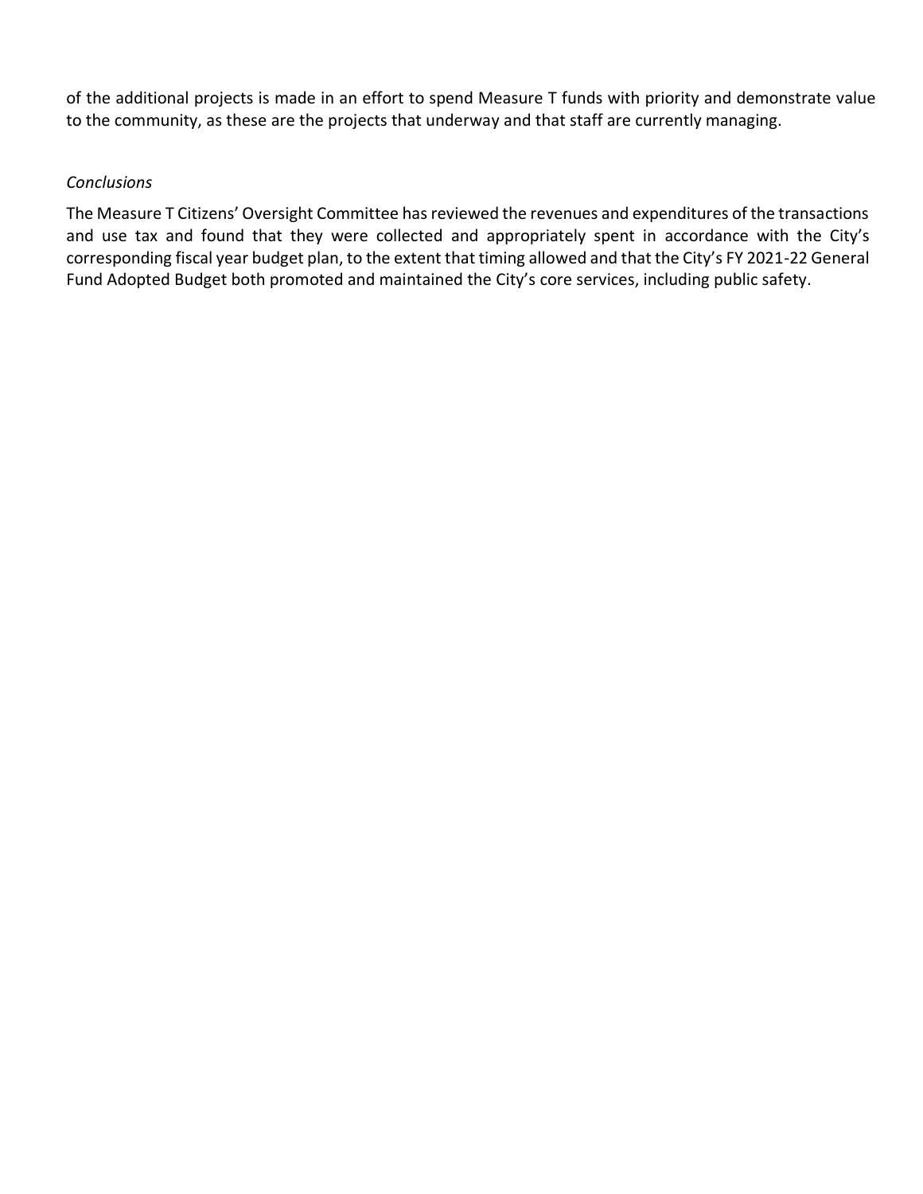of the additional projects is made in an effort to spend Measure T funds with priority and demonstrate value to the community, as these are the projects that underway and that staff are currently managing.

*Conclusions*

The Measure T Citizens' Oversight Committee has reviewed the revenues and expenditures of the transactions and use tax and found that they were collected and appropriately spent in accordance with the City's corresponding fiscal year budget plan, to the extent that timing allowed and that the City's FY 2021-22 General Fund Adopted Budget both promoted and maintained the City's core services, including public safety.